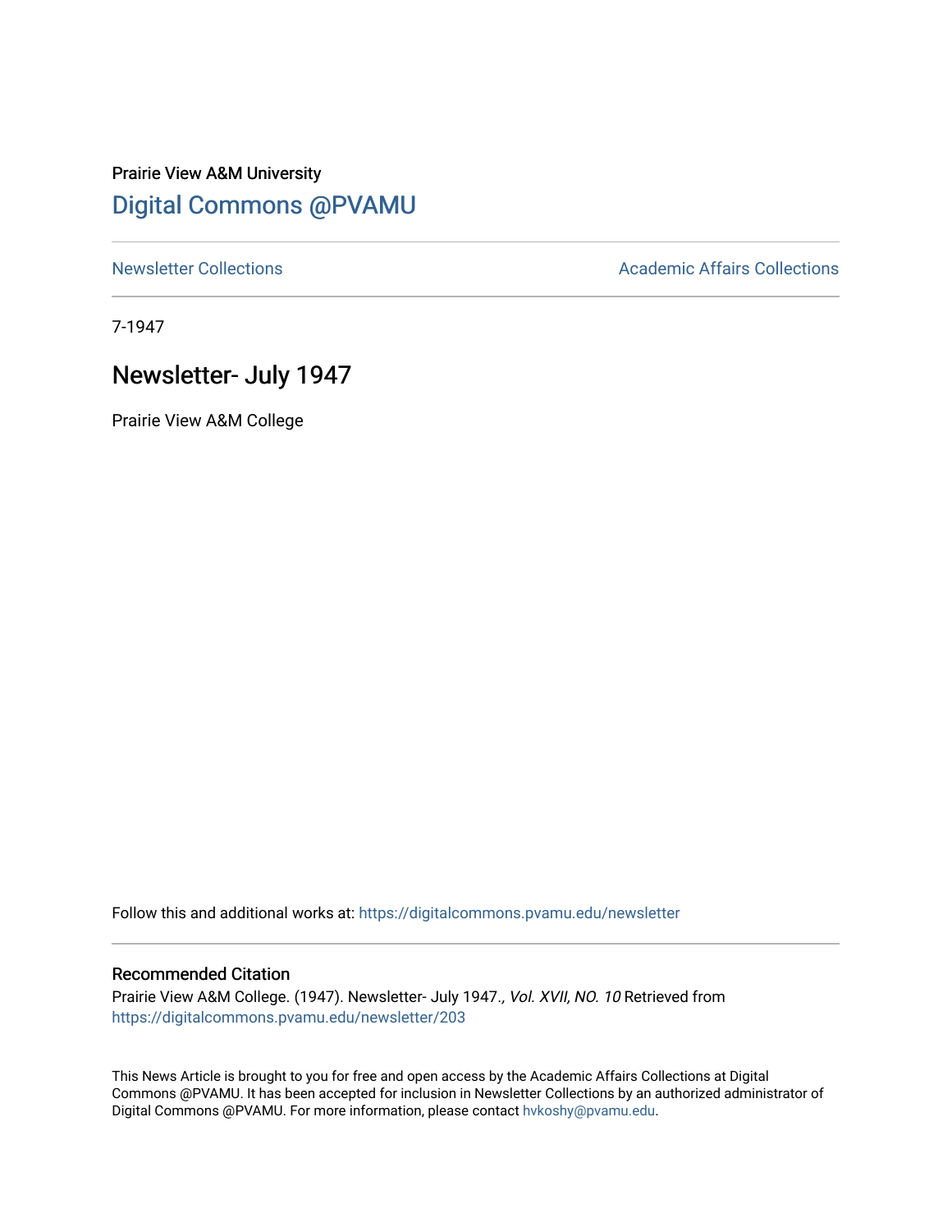Prairie View A&M University

# Digital Commons @PVAMU

Newsletter Collections

Academic Affairs Collections

7-1947

## Newsletter- July 1947

Prairie View A&M College

Follow this and additional works at: https://digitalcommons.pvamu.edu/newsletter

### Recommended Citation

Prairie View A&M College. (1947). Newsletter- July 1947., *Vol. XVII, NO. 10* Retrieved from https://digitalcommons.pvamu.edu/newsletter/203

This News Article is brought to you for free and open access by the Academic Affairs Collections at Digital Commons @PVAMU. It has been accepted for inclusion in Newsletter Collections by an authorized administrator of Digital Commons @PVAMU. For more information, please contact hvkoshy@pvamu.edu.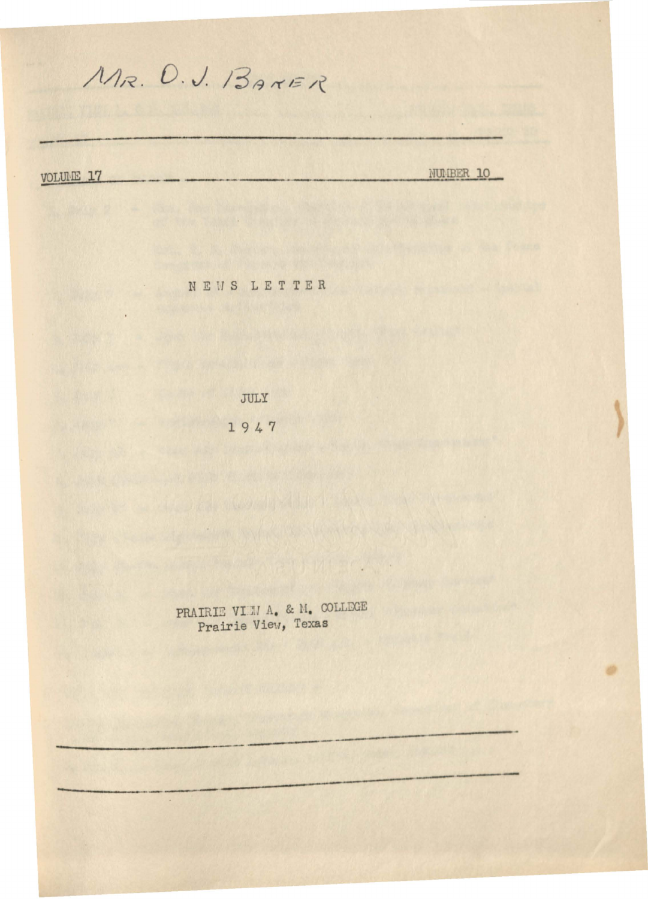MR. O. J. BAKER

VOLUME 17 NUMBER 10

NEWS LETTER

JULY

1947

PRAIRIE VIEW A. & M. COLLEGE
Prairie View, Texas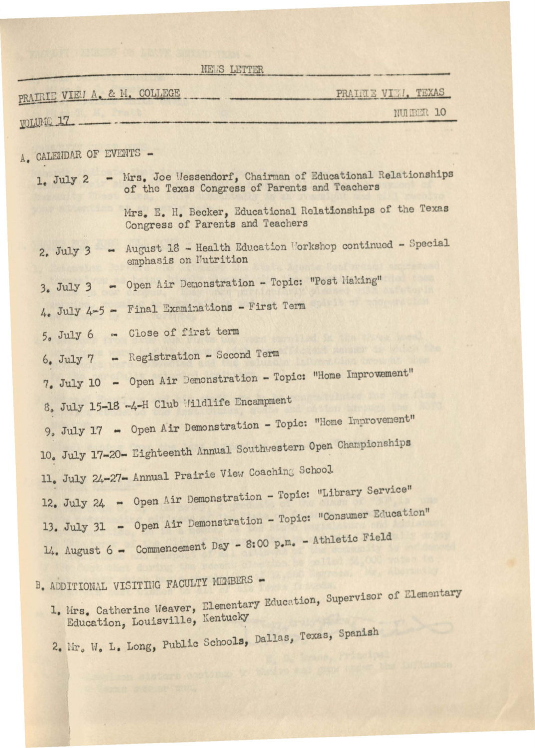NEWS LETTER

PRAIRIE VIEW A. & M. COLLEGE — PRAIRIE VIEW, TEXAS

VOLUME 17 — NUMBER 10

A. CALENDAR OF EVENTS -

1. July 2 - Mrs. Joe Wessendorf, Chairman of Educational Relationships of the Texas Congress of Parents and Teachers

   Mrs. E. H. Becker, Educational Relationships of the Texas Congress of Parents and Teachers

2. July 3 - August 18 - Health Education Workshop continued - Special emphasis on Nutrition

3. July 3 - Open Air Demonstration - Topic: "Post Making"

4. July 4-5 - Final Examinations - First Term

5. July 6 - Close of first term

6. July 7 - Registration - Second Term

7. July 10 - Open Air Demonstration - Topic: "Home Improvement"

8. July 15-18 -4-H Club Wildlife Encampment

9. July 17 - Open Air Demonstration - Topic: "Home Improvement"

10. July 17-20- Eighteenth Annual Southwestern Open Championships

11. July 24-27- Annual Prairie View Coaching School

12. July 24 - Open Air Demonstration - Topic: "Library Service"

13. July 31 - Open Air Demonstration - Topic: "Consumer Education"

14. August 6 - Commencement Day - 8:00 p.m. - Athletic Field

B. ADDITIONAL VISITING FACULTY MEMBERS -

1. Mrs. Catherine Weaver, Elementary Education, Supervisor of Elementary Education, Louisville, Kentucky

2. Mr. W. L. Long, Public Schools, Dallas, Texas, Spanish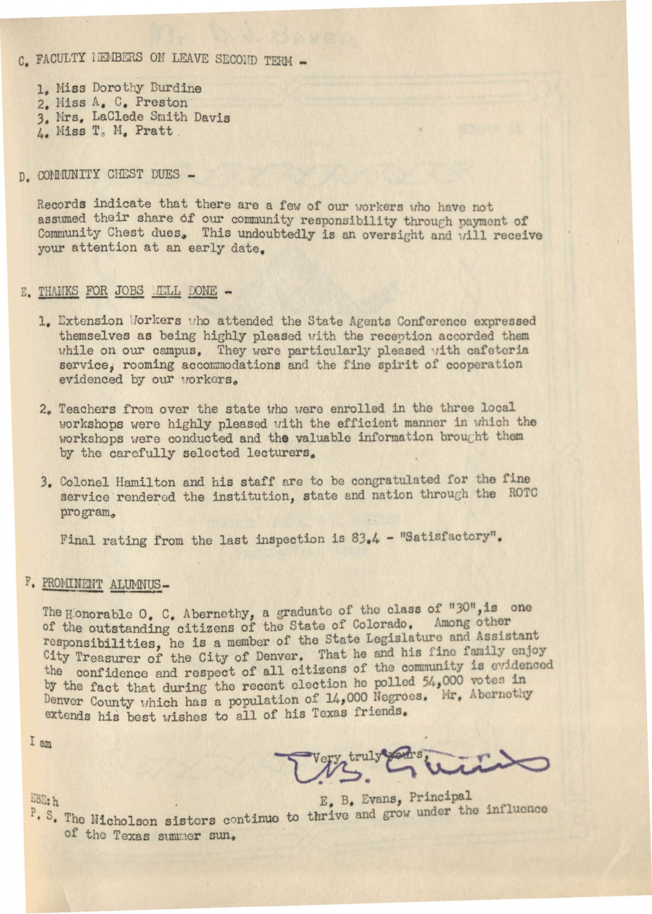C. FACULTY MEMBERS ON LEAVE SECOND TERM -

1. Miss Dorothy Burdine
2. Miss A. C. Preston
3. Mrs. LaClede Smith Davis
4. Miss T. M. Pratt

D. COMMUNITY CHEST DUES -

Records indicate that there are a few of our workers who have not assumed their share of our community responsibility through payment of Community Chest dues. This undoubtedly is an oversight and will receive your attention at an early date.

E. THANKS FOR JOBS WELL DONE -

1. Extension Workers who attended the State Agents Conference expressed themselves as being highly pleased with the reception accorded them while on our campus. They were particularly pleased with cafeteria service, rooming accommodations and the fine spirit of cooperation evidenced by our workers.

2. Teachers from over the state who were enrolled in the three local workshops were highly pleased with the efficient manner in which the workshops were conducted and the valuable information brought them by the carefully selected lecturers.

3. Colonel Hamilton and his staff are to be congratulated for the fine service rendered the institution, state and nation through the ROTC program.

   Final rating from the last inspection is 83.4 - "Satisfactory".

F. PROMINENT ALUMNUS-

The Honorable O. C. Abernethy, a graduate of the class of "30", is one of the outstanding citizens of the State of Colorado. Among other responsibilities, he is a member of the State Legislature and Assistant City Treasurer of the City of Denver. That he and his fine family enjoy the confidence and respect of all citizens of the community is evidenced by the fact that during the recent election he polled 54,000 votes in Denver County which has a population of 14,000 Negroes. Mr. Abernethy extends his best wishes to all of his Texas friends.

I am

Very truly yours,

E. B. Evans, Principal

EBE:h

P. S. The Nicholson sisters continue to thrive and grow under the influence of the Texas summer sun.